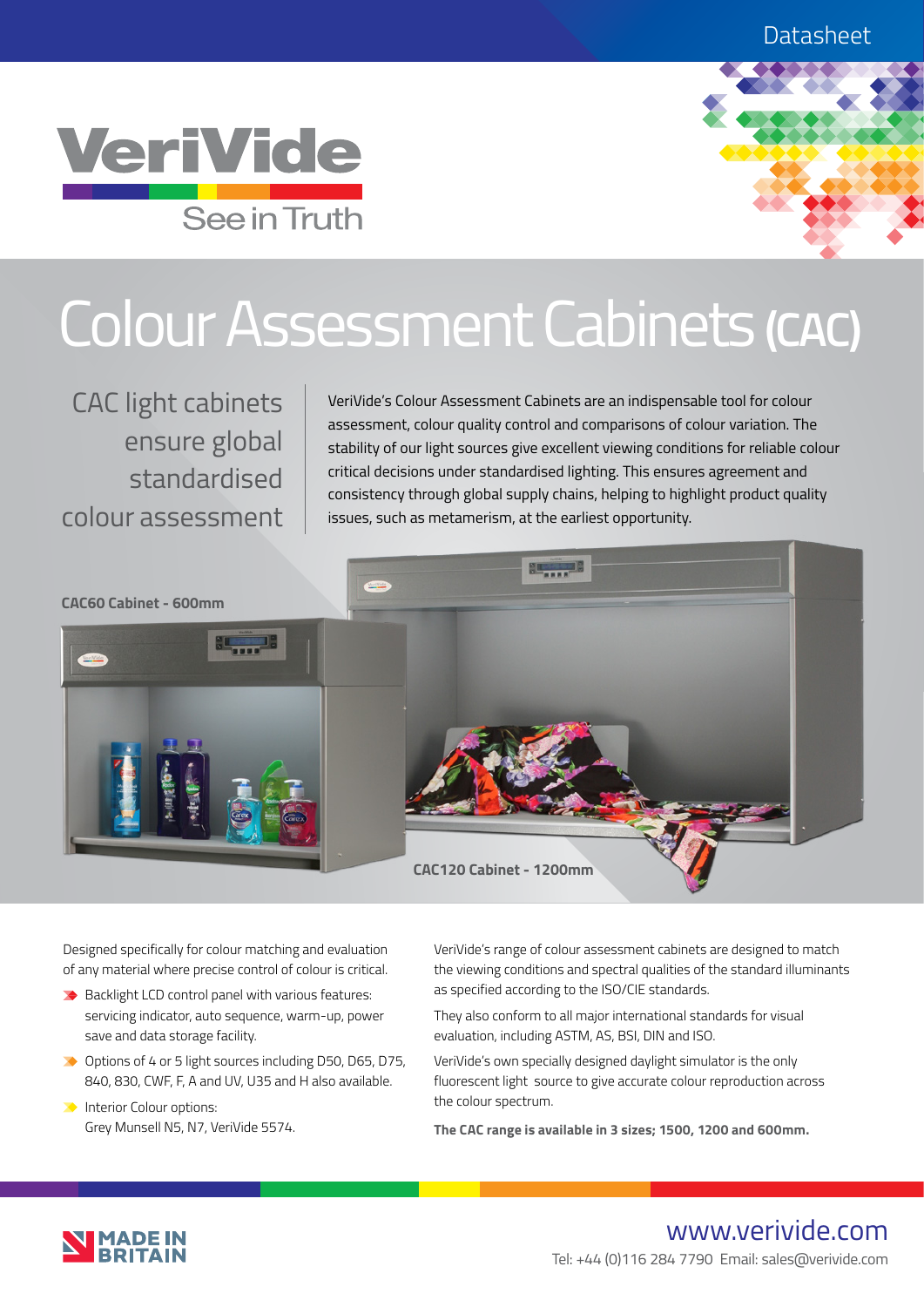Datasheet

VeriVide

See in Truth

# Colour Assessment Cabinets (CAC)

## CAC light cabinets ensure global standardised colour assessment

VeriVide's Colour Assessment Cabinets are an indispensable tool for colour assessment, colour quality control and comparisons of colour variation. The stability of our light sources give excellent viewing conditions for reliable colour critical decisions under standardised lighting. This ensures agreement and consistency through global supply chains, helping to highlight product quality issues, such as metamerism, at the earliest opportunity.

**CAC60 Cabinet - 600mm**

**CAC120 Cabinet - 1200mm**

Designed specifically for colour matching and evaluation of any material where precise control of colour is critical.

- Backlight LCD control panel with various features: servicing indicator, auto sequence, warm-up, power save and data storage facility.
- Options of 4 or 5 light sources including D50, D65, D75, 840, 830, CWF, F, A and UV, U35 and H also available.
- Interior Colour options: Grey Munsell N5, N7, VeriVide 5574.

VeriVide's range of colour assessment cabinets are designed to match the viewing conditions and spectral qualities of the standard illuminants as specified according to the ISO/CIE standards.

They also conform to all major international standards for visual evaluation, including ASTM, AS, BSI, DIN and ISO.

VeriVide's own specially designed daylight simulator is the only fluorescent light source to give accurate colour reproduction across the colour spectrum.

**The CAC range is available in 3 sizes; 1500, 1200 and 600mm.**

MADE IN BRITAIN

www.verivide.com

Tel: +44 (0)116 284 7790 Email: sales@verivide.com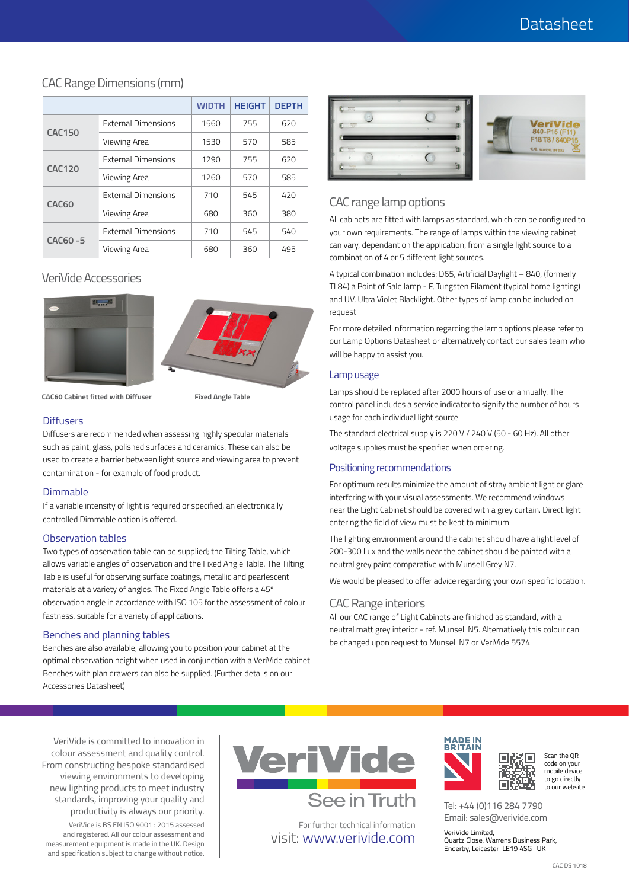## CAC Range Dimensions (mm)

| | | WIDTH | HEIGHT | DEPTH |
|---|---|---|---|---|
| CAC150 | External Dimensions | 1560 | 755 | 620 |
| | Viewing Area | 1530 | 570 | 585 |
| CAC120 | External Dimensions | 1290 | 755 | 620 |
| | Viewing Area | 1260 | 570 | 585 |
| CAC60 | External Dimensions | 710 | 545 | 420 |
| | Viewing Area | 680 | 360 | 380 |
| CAC60 -5 | External Dimensions | 710 | 545 | 540 |
| | Viewing Area | 680 | 360 | 495 |

## VeriVide Accessories

**CAC60 Cabinet fitted with Diffuser**

**Fixed Angle Table**

### Diffusers

Diffusers are recommended when assessing highly specular materials such as paint, glass, polished surfaces and ceramics. These can also be used to create a barrier between light source and viewing area to prevent contamination - for example of food product.

### Dimmable

If a variable intensity of light is required or specified, an electronically controlled Dimmable option is offered.

### Observation tables

Two types of observation table can be supplied; the Tilting Table, which allows variable angles of observation and the Fixed Angle Table. The Tilting Table is useful for observing surface coatings, metallic and pearlescent materials at a variety of angles. The Fixed Angle Table offers a 45° observation angle in accordance with ISO 105 for the assessment of colour fastness, suitable for a variety of applications.

### Benches and planning tables

Benches are also available, allowing you to position your cabinet at the optimal observation height when used in conjunction with a VeriVide cabinet. Benches with plan drawers can also be supplied. (Further details on our Accessories Datasheet).

## CAC range lamp options

All cabinets are fitted with lamps as standard, which can be configured to your own requirements. The range of lamps within the viewing cabinet can vary, dependant on the application, from a single light source to a combination of 4 or 5 different light sources.

A typical combination includes: D65, Artificial Daylight – 840, (formerly TL84) a Point of Sale lamp - F, Tungsten Filament (typical home lighting) and UV, Ultra Violet Blacklight. Other types of lamp can be included on request.

For more detailed information regarding the lamp options please refer to our Lamp Options Datasheet or alternatively contact our sales team who will be happy to assist you.

### Lamp usage

Lamps should be replaced after 2000 hours of use or annually. The control panel includes a service indicator to signify the number of hours usage for each individual light source.

The standard electrical supply is 220 V / 240 V (50 - 60 Hz). All other voltage supplies must be specified when ordering.

### Positioning recommendations

For optimum results minimize the amount of stray ambient light or glare interfering with your visual assessments. We recommend windows near the Light Cabinet should be covered with a grey curtain. Direct light entering the field of view must be kept to minimum.

The lighting environment around the cabinet should have a light level of 200-300 Lux and the walls near the cabinet should be painted with a neutral grey paint comparative with Munsell Grey N7.

We would be pleased to offer advice regarding your own specific location.

## CAC Range interiors

All our CAC range of Light Cabinets are finished as standard, with a neutral matt grey interior - ref. Munsell N5. Alternatively this colour can be changed upon request to Munsell N7 or VeriVide 5574.

---

VeriVide is committed to innovation in colour assessment and quality control. From constructing bespoke standardised viewing environments to developing new lighting products to meet industry standards, improving your quality and productivity is always our priority.

VeriVide is BS EN ISO 9001 : 2015 assessed and registered. All our colour assessment and measurement equipment is made in the UK. Design and specification subject to change without notice.

VeriVide

See in Truth

For further technical information visit: www.verivide.com

MADE IN BRITAIN

Scan the QR code on your mobile device to go directly to our website

Tel: +44 (0)116 284 7790
Email: sales@verivide.com

VeriVide Limited,
Quartz Close, Warrens Business Park,
Enderby, Leicester LE19 4SG UK

CAC DS 1018